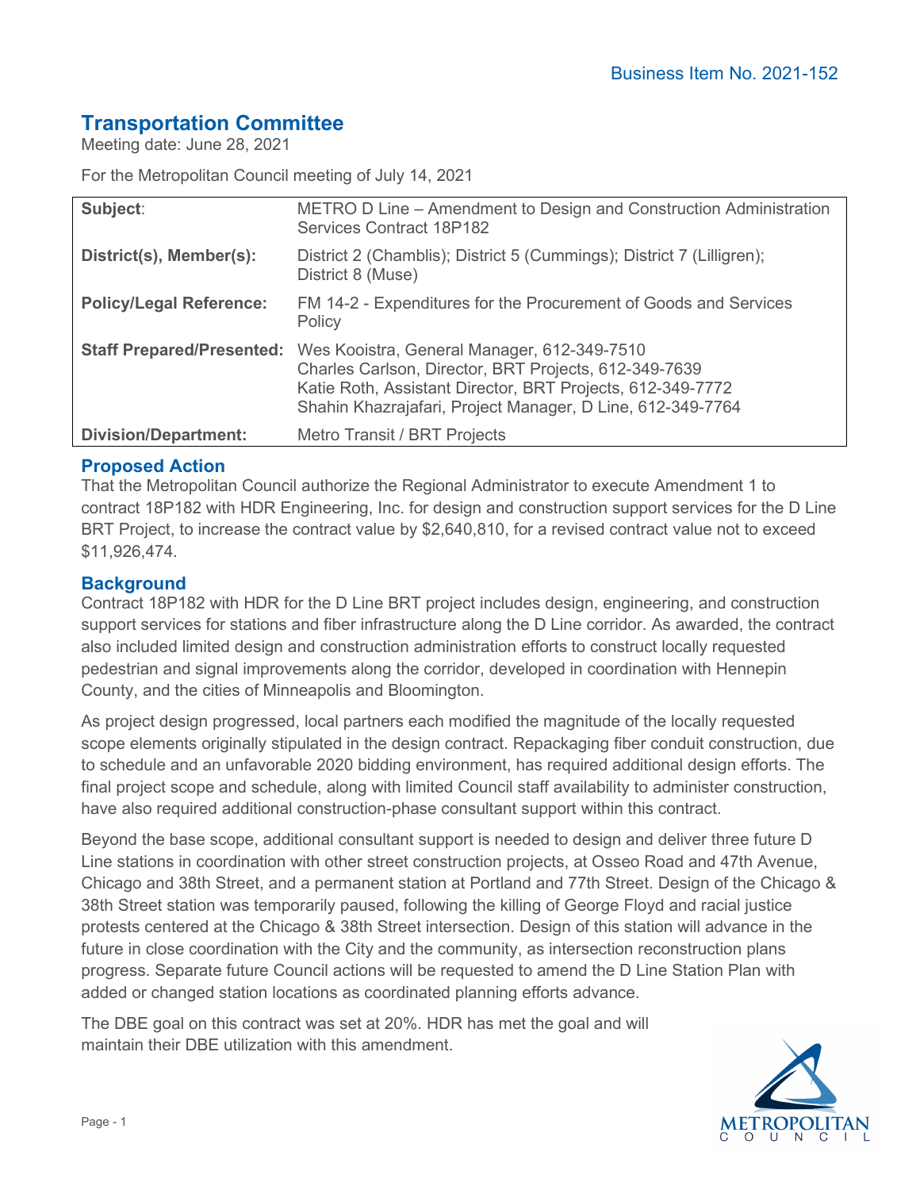Business Item No. 2021-152

# Transportation Committee

Meeting date: June 28, 2021

For the Metropolitan Council meeting of July 14, 2021

| | |
|---|---|
| **Subject**: | METRO D Line – Amendment to Design and Construction Administration Services Contract 18P182 |
| **District(s), Member(s):** | District 2 (Chamblis); District 5 (Cummings); District 7 (Lilligren); District 8 (Muse) |
| **Policy/Legal Reference:** | FM 14-2 - Expenditures for the Procurement of Goods and Services Policy |
| **Staff Prepared/Presented:** | Wes Kooistra, General Manager, 612-349-7510<br>Charles Carlson, Director, BRT Projects, 612-349-7639<br>Katie Roth, Assistant Director, BRT Projects, 612-349-7772<br>Shahin Khazrajafari, Project Manager, D Line, 612-349-7764 |
| **Division/Department:** | Metro Transit / BRT Projects |

## Proposed Action

That the Metropolitan Council authorize the Regional Administrator to execute Amendment 1 to contract 18P182 with HDR Engineering, Inc. for design and construction support services for the D Line BRT Project, to increase the contract value by $2,640,810, for a revised contract value not to exceed $11,926,474.

## Background

Contract 18P182 with HDR for the D Line BRT project includes design, engineering, and construction support services for stations and fiber infrastructure along the D Line corridor. As awarded, the contract also included limited design and construction administration efforts to construct locally requested pedestrian and signal improvements along the corridor, developed in coordination with Hennepin County, and the cities of Minneapolis and Bloomington.

As project design progressed, local partners each modified the magnitude of the locally requested scope elements originally stipulated in the design contract. Repackaging fiber conduit construction, due to schedule and an unfavorable 2020 bidding environment, has required additional design efforts. The final project scope and schedule, along with limited Council staff availability to administer construction, have also required additional construction-phase consultant support within this contract.

Beyond the base scope, additional consultant support is needed to design and deliver three future D Line stations in coordination with other street construction projects, at Osseo Road and 47th Avenue, Chicago and 38th Street, and a permanent station at Portland and 77th Street. Design of the Chicago & 38th Street station was temporarily paused, following the killing of George Floyd and racial justice protests centered at the Chicago & 38th Street intersection. Design of this station will advance in the future in close coordination with the City and the community, as intersection reconstruction plans progress. Separate future Council actions will be requested to amend the D Line Station Plan with added or changed station locations as coordinated planning efforts advance.

The DBE goal on this contract was set at 20%. HDR has met the goal and will maintain their DBE utilization with this amendment.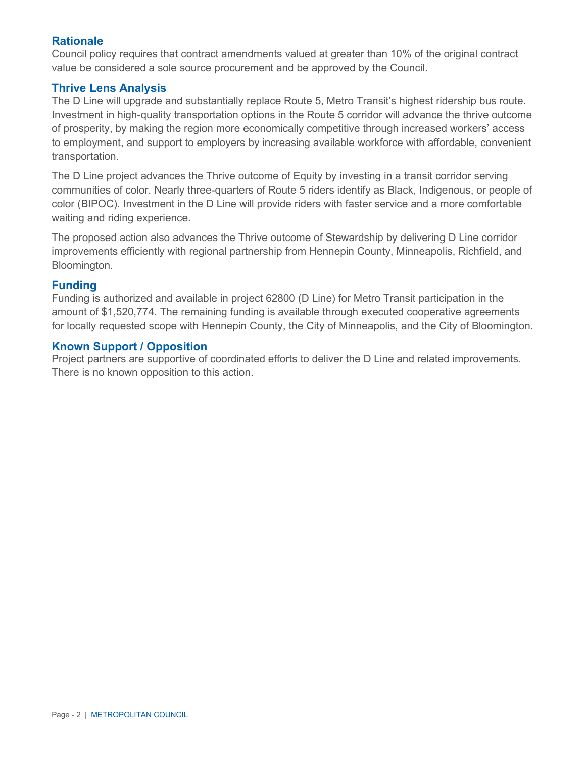## Rationale

Council policy requires that contract amendments valued at greater than 10% of the original contract value be considered a sole source procurement and be approved by the Council.

## Thrive Lens Analysis

The D Line will upgrade and substantially replace Route 5, Metro Transit's highest ridership bus route. Investment in high-quality transportation options in the Route 5 corridor will advance the thrive outcome of prosperity, by making the region more economically competitive through increased workers' access to employment, and support to employers by increasing available workforce with affordable, convenient transportation.

The D Line project advances the Thrive outcome of Equity by investing in a transit corridor serving communities of color. Nearly three-quarters of Route 5 riders identify as Black, Indigenous, or people of color (BIPOC). Investment in the D Line will provide riders with faster service and a more comfortable waiting and riding experience.

The proposed action also advances the Thrive outcome of Stewardship by delivering D Line corridor improvements efficiently with regional partnership from Hennepin County, Minneapolis, Richfield, and Bloomington.

## Funding

Funding is authorized and available in project 62800 (D Line) for Metro Transit participation in the amount of $1,520,774. The remaining funding is available through executed cooperative agreements for locally requested scope with Hennepin County, the City of Minneapolis, and the City of Bloomington.

## Known Support / Opposition

Project partners are supportive of coordinated efforts to deliver the D Line and related improvements. There is no known opposition to this action.